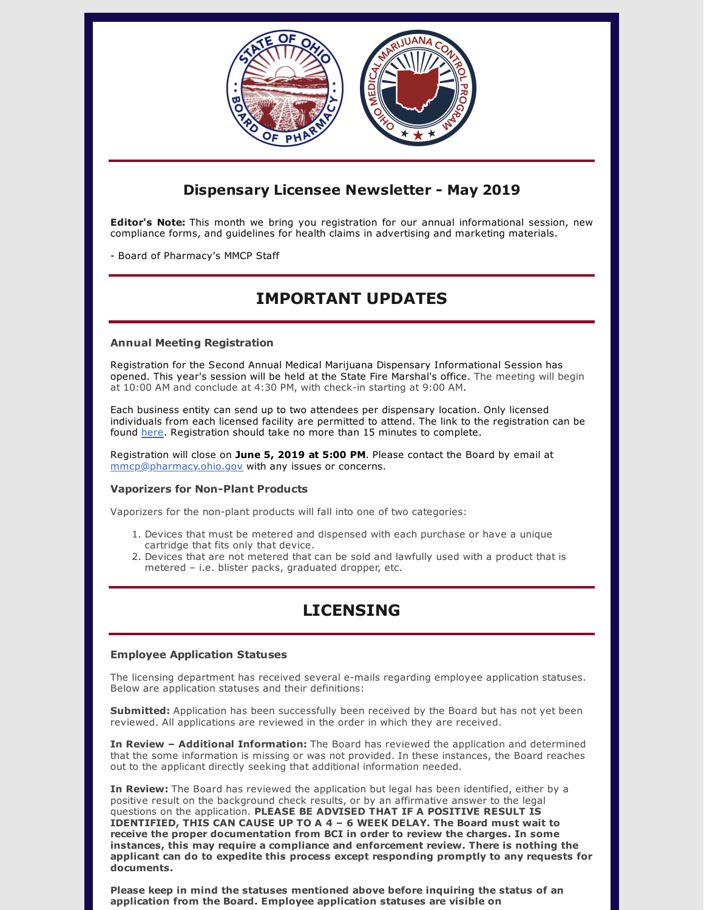## Dispensary Licensee Newsletter - May 2019

**Editor's Note:** This month we bring you registration for our annual informational session, new compliance forms, and guidelines for health claims in advertising and marketing materials.

- Board of Pharmacy's MMCP Staff

# IMPORTANT UPDATES

### Annual Meeting Registration

Registration for the Second Annual Medical Marijuana Dispensary Informational Session has opened. This year's session will be held at the State Fire Marshal's office. The meeting will begin at 10:00 AM and conclude at 4:30 PM, with check-in starting at 9:00 AM.

Each business entity can send up to two attendees per dispensary location. Only licensed individuals from each licensed facility are permitted to attend. The link to the registration can be found here. Registration should take no more than 15 minutes to complete.

Registration will close on **June 5, 2019 at 5:00 PM**. Please contact the Board by email at mmcp@pharmacy.ohio.gov with any issues or concerns.

### Vaporizers for Non-Plant Products

Vaporizers for the non-plant products will fall into one of two categories:

1. Devices that must be metered and dispensed with each purchase or have a unique cartridge that fits only that device.
2. Devices that are not metered that can be sold and lawfully used with a product that is metered – i.e. blister packs, graduated dropper, etc.

# LICENSING

### Employee Application Statuses

The licensing department has received several e-mails regarding employee application statuses. Below are application statuses and their definitions:

**Submitted:** Application has been successfully been received by the Board but has not yet been reviewed. All applications are reviewed in the order in which they are received.

**In Review – Additional Information:** The Board has reviewed the application and determined that the some information is missing or was not provided. In these instances, the Board reaches out to the applicant directly seeking that additional information needed.

**In Review:** The Board has reviewed the application but legal has been identified, either by a positive result on the background check results, or by an affirmative answer to the legal questions on the application. **PLEASE BE ADVISED THAT IF A POSITIVE RESULT IS IDENTIFIED, THIS CAN CAUSE UP TO A 4 – 6 WEEK DELAY. The Board must wait to receive the proper documentation from BCI in order to review the charges. In some instances, this may require a compliance and enforcement review. There is nothing the applicant can do to expedite this process except responding promptly to any requests for documents.**

**Please keep in mind the statuses mentioned above before inquiring the status of an application from the Board. Employee application statuses are visible on**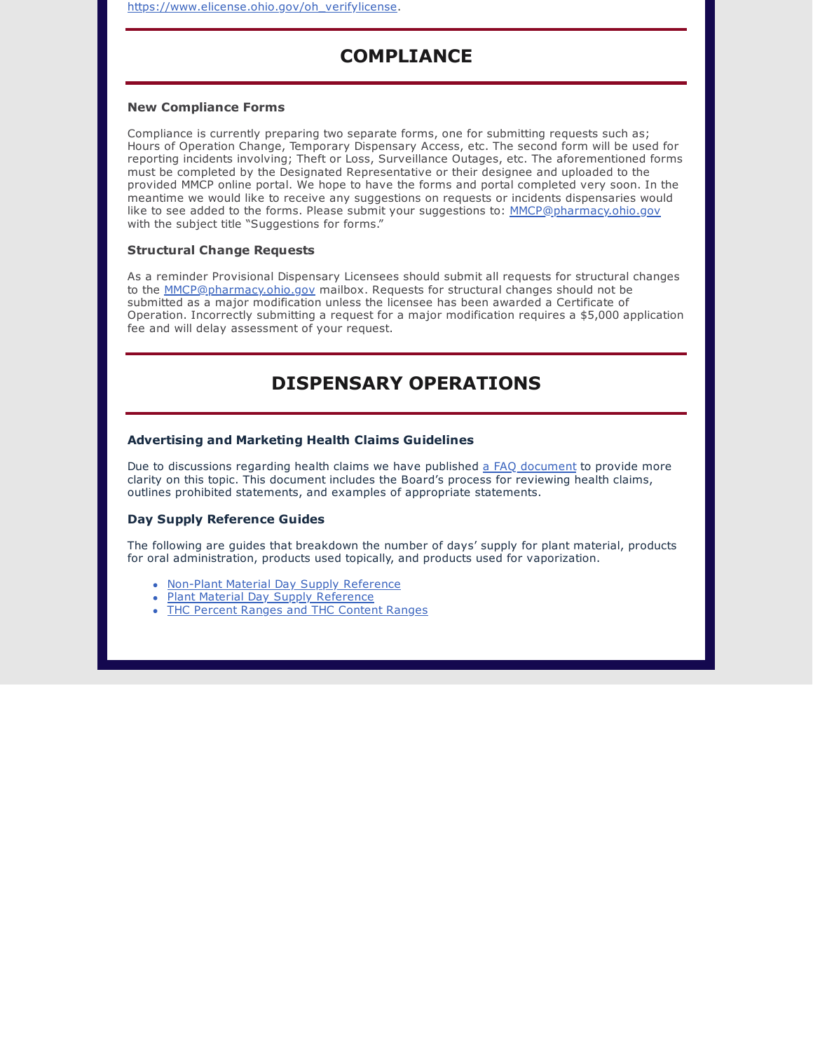https://www.elicense.ohio.gov/oh_verifylicense.

## COMPLIANCE

### New Compliance Forms

Compliance is currently preparing two separate forms, one for submitting requests such as; Hours of Operation Change, Temporary Dispensary Access, etc. The second form will be used for reporting incidents involving; Theft or Loss, Surveillance Outages, etc. The aforementioned forms must be completed by the Designated Representative or their designee and uploaded to the provided MMCP online portal. We hope to have the forms and portal completed very soon. In the meantime we would like to receive any suggestions on requests or incidents dispensaries would like to see added to the forms. Please submit your suggestions to: MMCP@pharmacy.ohio.gov with the subject title "Suggestions for forms."

### Structural Change Requests

As a reminder Provisional Dispensary Licensees should submit all requests for structural changes to the MMCP@pharmacy.ohio.gov mailbox. Requests for structural changes should not be submitted as a major modification unless the licensee has been awarded a Certificate of Operation. Incorrectly submitting a request for a major modification requires a $5,000 application fee and will delay assessment of your request.

## DISPENSARY OPERATIONS

### Advertising and Marketing Health Claims Guidelines

Due to discussions regarding health claims we have published a FAQ document to provide more clarity on this topic. This document includes the Board's process for reviewing health claims, outlines prohibited statements, and examples of appropriate statements.

### Day Supply Reference Guides

The following are guides that breakdown the number of days' supply for plant material, products for oral administration, products used topically, and products used for vaporization.

- Non-Plant Material Day Supply Reference
- Plant Material Day Supply Reference
- THC Percent Ranges and THC Content Ranges